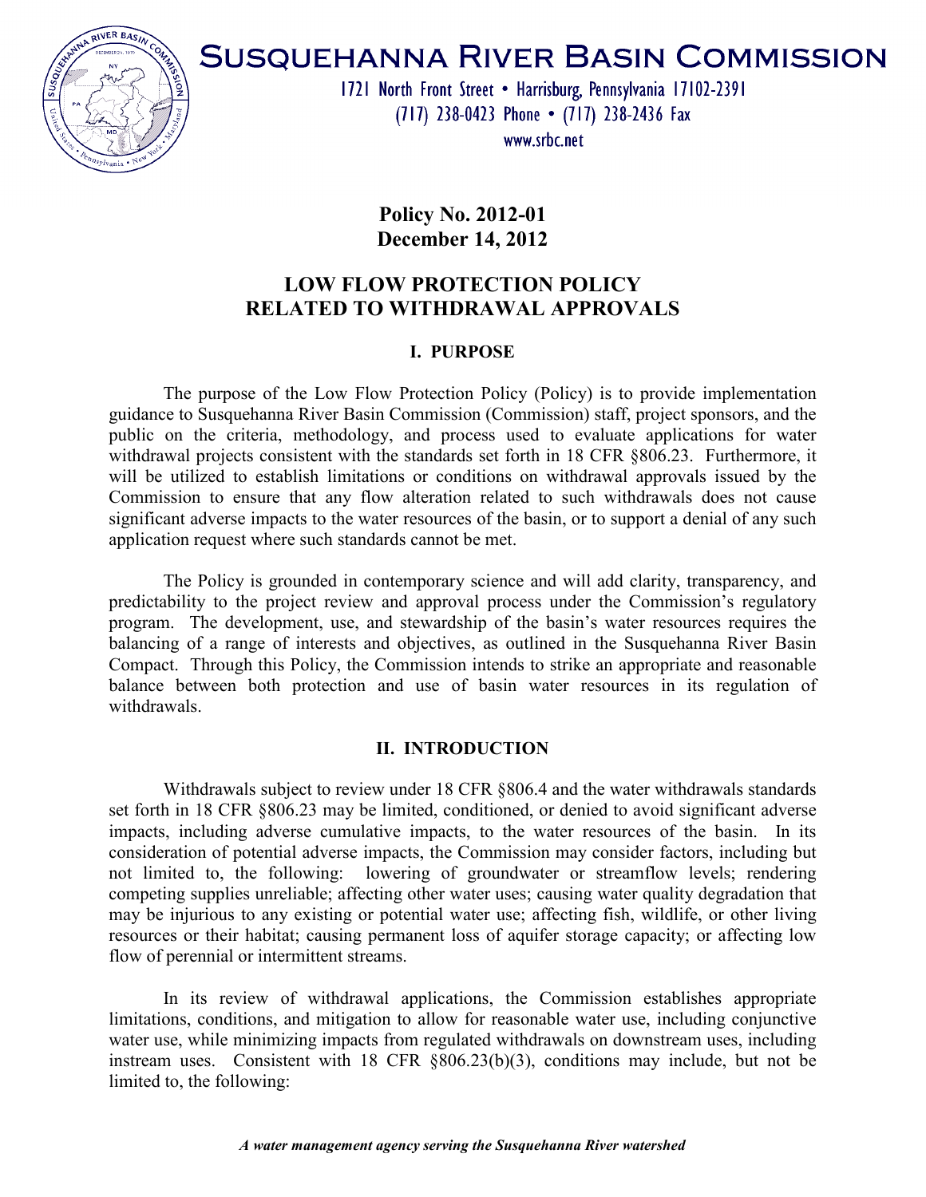# Susquehanna River Basin Commission

1721 North Front Street • Harrisburg, Pennsylvania 17102-2391
(717) 238-0423 Phone • (717) 238-2436 Fax
www.srbc.net

**Policy No. 2012-01**
**December 14, 2012**

## LOW FLOW PROTECTION POLICY RELATED TO WITHDRAWAL APPROVALS

### I. PURPOSE

The purpose of the Low Flow Protection Policy (Policy) is to provide implementation guidance to Susquehanna River Basin Commission (Commission) staff, project sponsors, and the public on the criteria, methodology, and process used to evaluate applications for water withdrawal projects consistent with the standards set forth in 18 CFR §806.23. Furthermore, it will be utilized to establish limitations or conditions on withdrawal approvals issued by the Commission to ensure that any flow alteration related to such withdrawals does not cause significant adverse impacts to the water resources of the basin, or to support a denial of any such application request where such standards cannot be met.

The Policy is grounded in contemporary science and will add clarity, transparency, and predictability to the project review and approval process under the Commission's regulatory program. The development, use, and stewardship of the basin's water resources requires the balancing of a range of interests and objectives, as outlined in the Susquehanna River Basin Compact. Through this Policy, the Commission intends to strike an appropriate and reasonable balance between both protection and use of basin water resources in its regulation of withdrawals.

### II. INTRODUCTION

Withdrawals subject to review under 18 CFR §806.4 and the water withdrawals standards set forth in 18 CFR §806.23 may be limited, conditioned, or denied to avoid significant adverse impacts, including adverse cumulative impacts, to the water resources of the basin. In its consideration of potential adverse impacts, the Commission may consider factors, including but not limited to, the following: lowering of groundwater or streamflow levels; rendering competing supplies unreliable; affecting other water uses; causing water quality degradation that may be injurious to any existing or potential water use; affecting fish, wildlife, or other living resources or their habitat; causing permanent loss of aquifer storage capacity; or affecting low flow of perennial or intermittent streams.

In its review of withdrawal applications, the Commission establishes appropriate limitations, conditions, and mitigation to allow for reasonable water use, including conjunctive water use, while minimizing impacts from regulated withdrawals on downstream uses, including instream uses. Consistent with 18 CFR §806.23(b)(3), conditions may include, but not be limited to, the following:

*A water management agency serving the Susquehanna River watershed*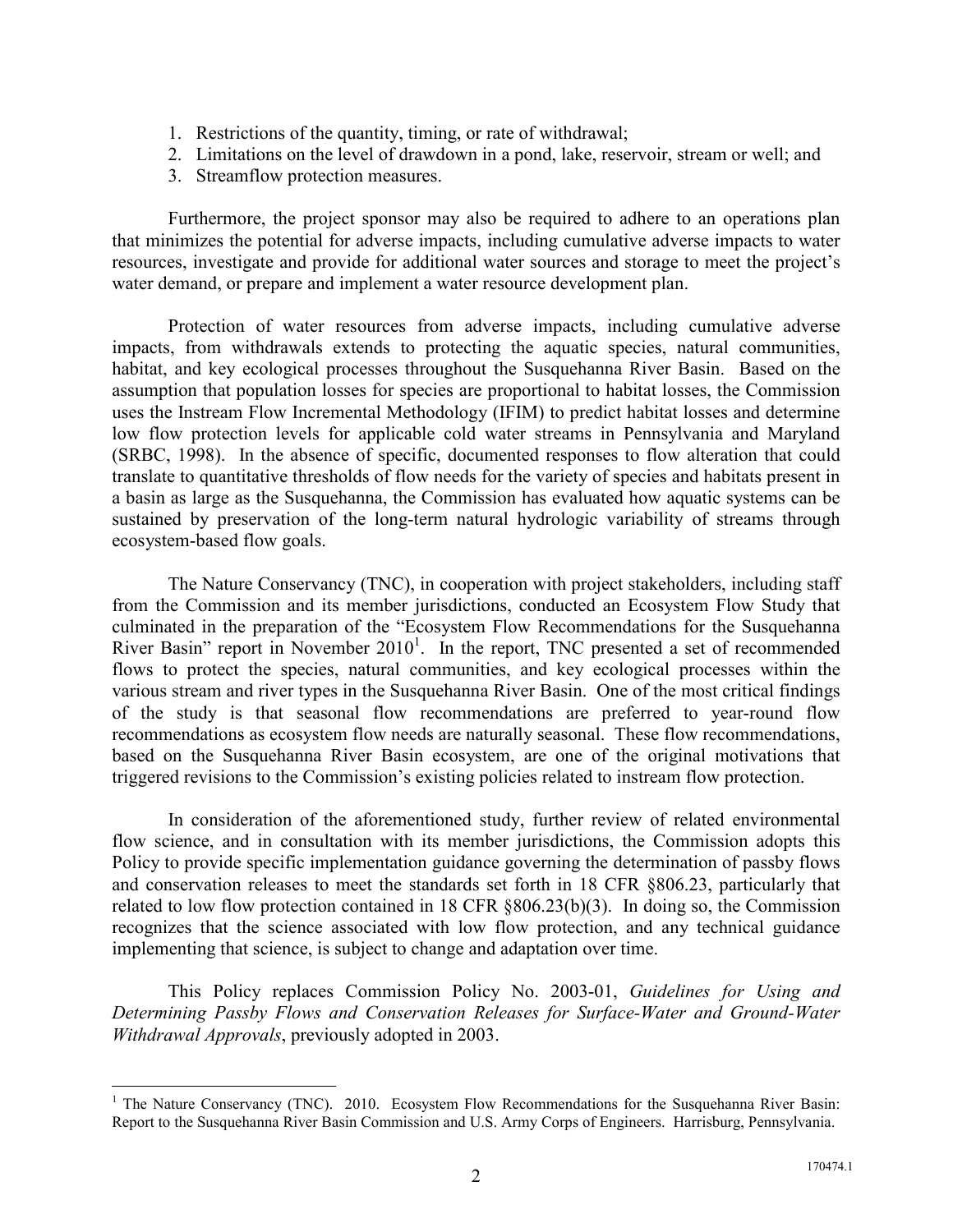1. Restrictions of the quantity, timing, or rate of withdrawal;
2. Limitations on the level of drawdown in a pond, lake, reservoir, stream or well; and
3. Streamflow protection measures.

Furthermore, the project sponsor may also be required to adhere to an operations plan that minimizes the potential for adverse impacts, including cumulative adverse impacts to water resources, investigate and provide for additional water sources and storage to meet the project's water demand, or prepare and implement a water resource development plan.

Protection of water resources from adverse impacts, including cumulative adverse impacts, from withdrawals extends to protecting the aquatic species, natural communities, habitat, and key ecological processes throughout the Susquehanna River Basin. Based on the assumption that population losses for species are proportional to habitat losses, the Commission uses the Instream Flow Incremental Methodology (IFIM) to predict habitat losses and determine low flow protection levels for applicable cold water streams in Pennsylvania and Maryland (SRBC, 1998). In the absence of specific, documented responses to flow alteration that could translate to quantitative thresholds of flow needs for the variety of species and habitats present in a basin as large as the Susquehanna, the Commission has evaluated how aquatic systems can be sustained by preservation of the long-term natural hydrologic variability of streams through ecosystem-based flow goals.

The Nature Conservancy (TNC), in cooperation with project stakeholders, including staff from the Commission and its member jurisdictions, conducted an Ecosystem Flow Study that culminated in the preparation of the "Ecosystem Flow Recommendations for the Susquehanna River Basin" report in November 2010[1]. In the report, TNC presented a set of recommended flows to protect the species, natural communities, and key ecological processes within the various stream and river types in the Susquehanna River Basin. One of the most critical findings of the study is that seasonal flow recommendations are preferred to year-round flow recommendations as ecosystem flow needs are naturally seasonal. These flow recommendations, based on the Susquehanna River Basin ecosystem, are one of the original motivations that triggered revisions to the Commission's existing policies related to instream flow protection.

In consideration of the aforementioned study, further review of related environmental flow science, and in consultation with its member jurisdictions, the Commission adopts this Policy to provide specific implementation guidance governing the determination of passby flows and conservation releases to meet the standards set forth in 18 CFR §806.23, particularly that related to low flow protection contained in 18 CFR §806.23(b)(3). In doing so, the Commission recognizes that the science associated with low flow protection, and any technical guidance implementing that science, is subject to change and adaptation over time.

This Policy replaces Commission Policy No. 2003-01, *Guidelines for Using and Determining Passby Flows and Conservation Releases for Surface-Water and Ground-Water Withdrawal Approvals*, previously adopted in 2003.

---

[1] The Nature Conservancy (TNC). 2010. Ecosystem Flow Recommendations for the Susquehanna River Basin: Report to the Susquehanna River Basin Commission and U.S. Army Corps of Engineers. Harrisburg, Pennsylvania.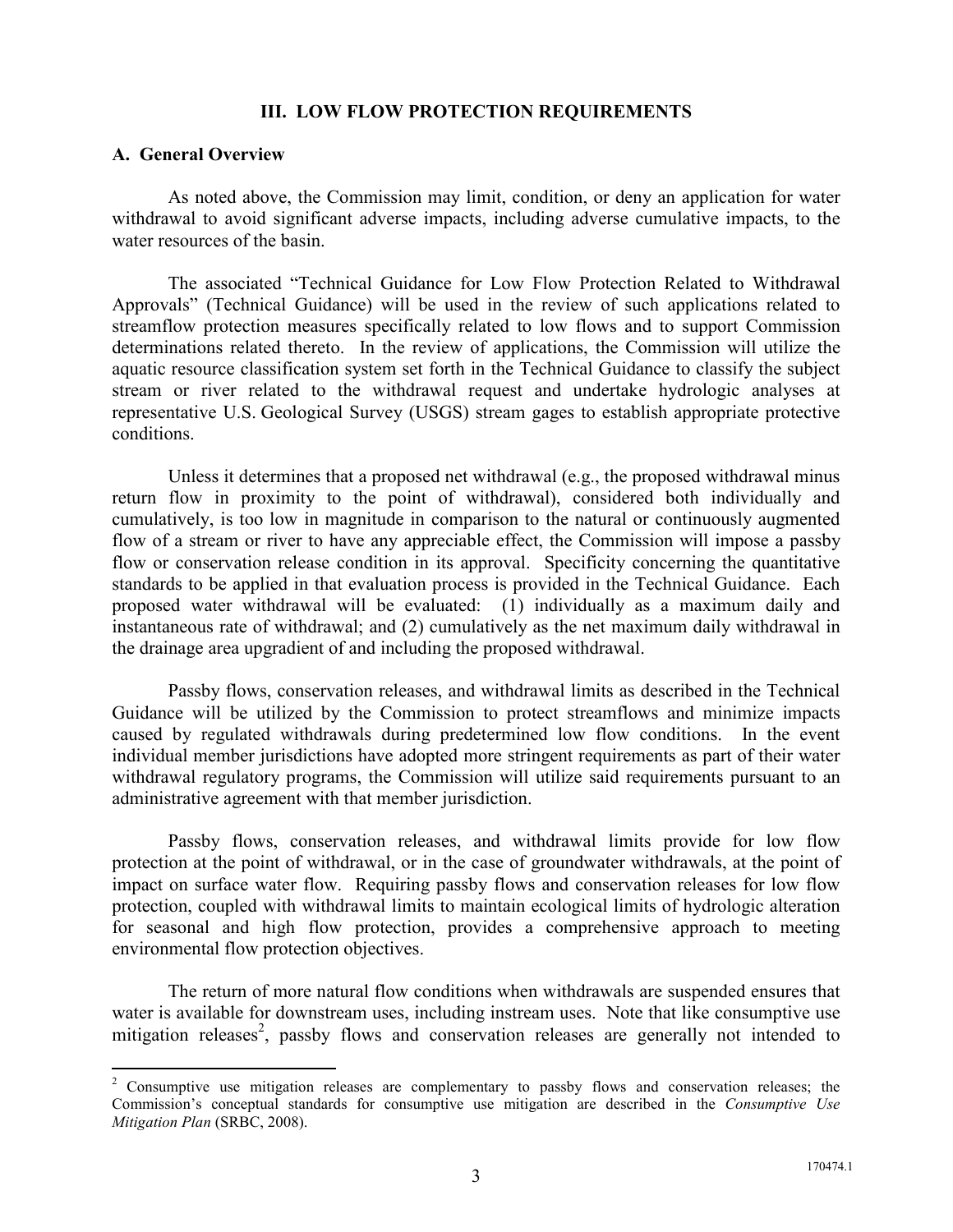## III. LOW FLOW PROTECTION REQUIREMENTS

### A. General Overview

As noted above, the Commission may limit, condition, or deny an application for water withdrawal to avoid significant adverse impacts, including adverse cumulative impacts, to the water resources of the basin.

The associated "Technical Guidance for Low Flow Protection Related to Withdrawal Approvals" (Technical Guidance) will be used in the review of such applications related to streamflow protection measures specifically related to low flows and to support Commission determinations related thereto. In the review of applications, the Commission will utilize the aquatic resource classification system set forth in the Technical Guidance to classify the subject stream or river related to the withdrawal request and undertake hydrologic analyses at representative U.S. Geological Survey (USGS) stream gages to establish appropriate protective conditions.

Unless it determines that a proposed net withdrawal (e.g., the proposed withdrawal minus return flow in proximity to the point of withdrawal), considered both individually and cumulatively, is too low in magnitude in comparison to the natural or continuously augmented flow of a stream or river to have any appreciable effect, the Commission will impose a passby flow or conservation release condition in its approval. Specificity concerning the quantitative standards to be applied in that evaluation process is provided in the Technical Guidance. Each proposed water withdrawal will be evaluated: (1) individually as a maximum daily and instantaneous rate of withdrawal; and (2) cumulatively as the net maximum daily withdrawal in the drainage area upgradient of and including the proposed withdrawal.

Passby flows, conservation releases, and withdrawal limits as described in the Technical Guidance will be utilized by the Commission to protect streamflows and minimize impacts caused by regulated withdrawals during predetermined low flow conditions. In the event individual member jurisdictions have adopted more stringent requirements as part of their water withdrawal regulatory programs, the Commission will utilize said requirements pursuant to an administrative agreement with that member jurisdiction.

Passby flows, conservation releases, and withdrawal limits provide for low flow protection at the point of withdrawal, or in the case of groundwater withdrawals, at the point of impact on surface water flow. Requiring passby flows and conservation releases for low flow protection, coupled with withdrawal limits to maintain ecological limits of hydrologic alteration for seasonal and high flow protection, provides a comprehensive approach to meeting environmental flow protection objectives.

The return of more natural flow conditions when withdrawals are suspended ensures that water is available for downstream uses, including instream uses. Note that like consumptive use mitigation releases[2], passby flows and conservation releases are generally not intended to

---

[2] Consumptive use mitigation releases are complementary to passby flows and conservation releases; the Commission's conceptual standards for consumptive use mitigation are described in the *Consumptive Use Mitigation Plan* (SRBC, 2008).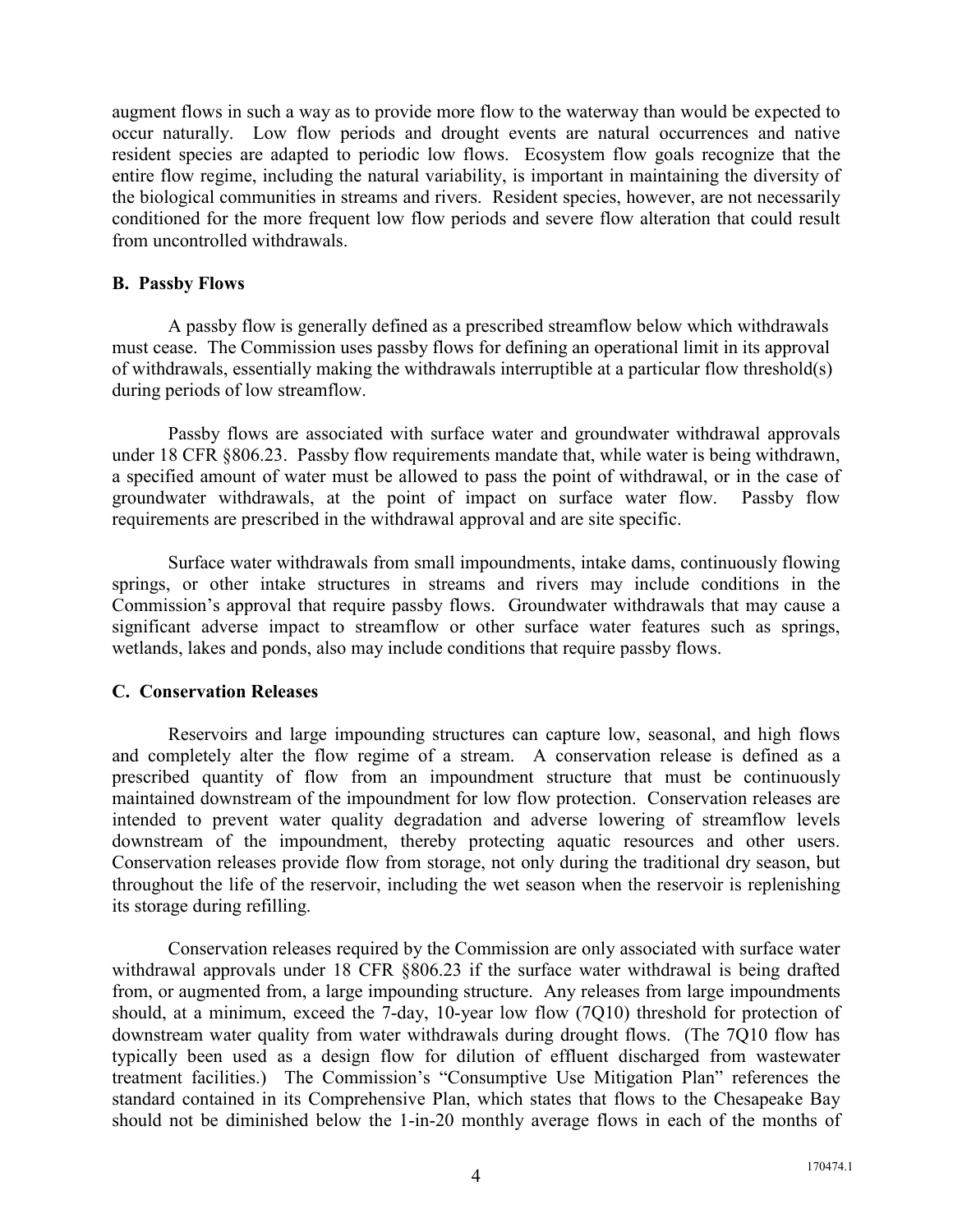augment flows in such a way as to provide more flow to the waterway than would be expected to occur naturally. Low flow periods and drought events are natural occurrences and native resident species are adapted to periodic low flows. Ecosystem flow goals recognize that the entire flow regime, including the natural variability, is important in maintaining the diversity of the biological communities in streams and rivers. Resident species, however, are not necessarily conditioned for the more frequent low flow periods and severe flow alteration that could result from uncontrolled withdrawals.

**B. Passby Flows**

A passby flow is generally defined as a prescribed streamflow below which withdrawals must cease. The Commission uses passby flows for defining an operational limit in its approval of withdrawals, essentially making the withdrawals interruptible at a particular flow threshold(s) during periods of low streamflow.

Passby flows are associated with surface water and groundwater withdrawal approvals under 18 CFR §806.23. Passby flow requirements mandate that, while water is being withdrawn, a specified amount of water must be allowed to pass the point of withdrawal, or in the case of groundwater withdrawals, at the point of impact on surface water flow. Passby flow requirements are prescribed in the withdrawal approval and are site specific.

Surface water withdrawals from small impoundments, intake dams, continuously flowing springs, or other intake structures in streams and rivers may include conditions in the Commission's approval that require passby flows. Groundwater withdrawals that may cause a significant adverse impact to streamflow or other surface water features such as springs, wetlands, lakes and ponds, also may include conditions that require passby flows.

**C. Conservation Releases**

Reservoirs and large impounding structures can capture low, seasonal, and high flows and completely alter the flow regime of a stream. A conservation release is defined as a prescribed quantity of flow from an impoundment structure that must be continuously maintained downstream of the impoundment for low flow protection. Conservation releases are intended to prevent water quality degradation and adverse lowering of streamflow levels downstream of the impoundment, thereby protecting aquatic resources and other users. Conservation releases provide flow from storage, not only during the traditional dry season, but throughout the life of the reservoir, including the wet season when the reservoir is replenishing its storage during refilling.

Conservation releases required by the Commission are only associated with surface water withdrawal approvals under 18 CFR §806.23 if the surface water withdrawal is being drafted from, or augmented from, a large impounding structure. Any releases from large impoundments should, at a minimum, exceed the 7-day, 10-year low flow (7Q10) threshold for protection of downstream water quality from water withdrawals during drought flows. (The 7Q10 flow has typically been used as a design flow for dilution of effluent discharged from wastewater treatment facilities.) The Commission's "Consumptive Use Mitigation Plan" references the standard contained in its Comprehensive Plan, which states that flows to the Chesapeake Bay should not be diminished below the 1-in-20 monthly average flows in each of the months of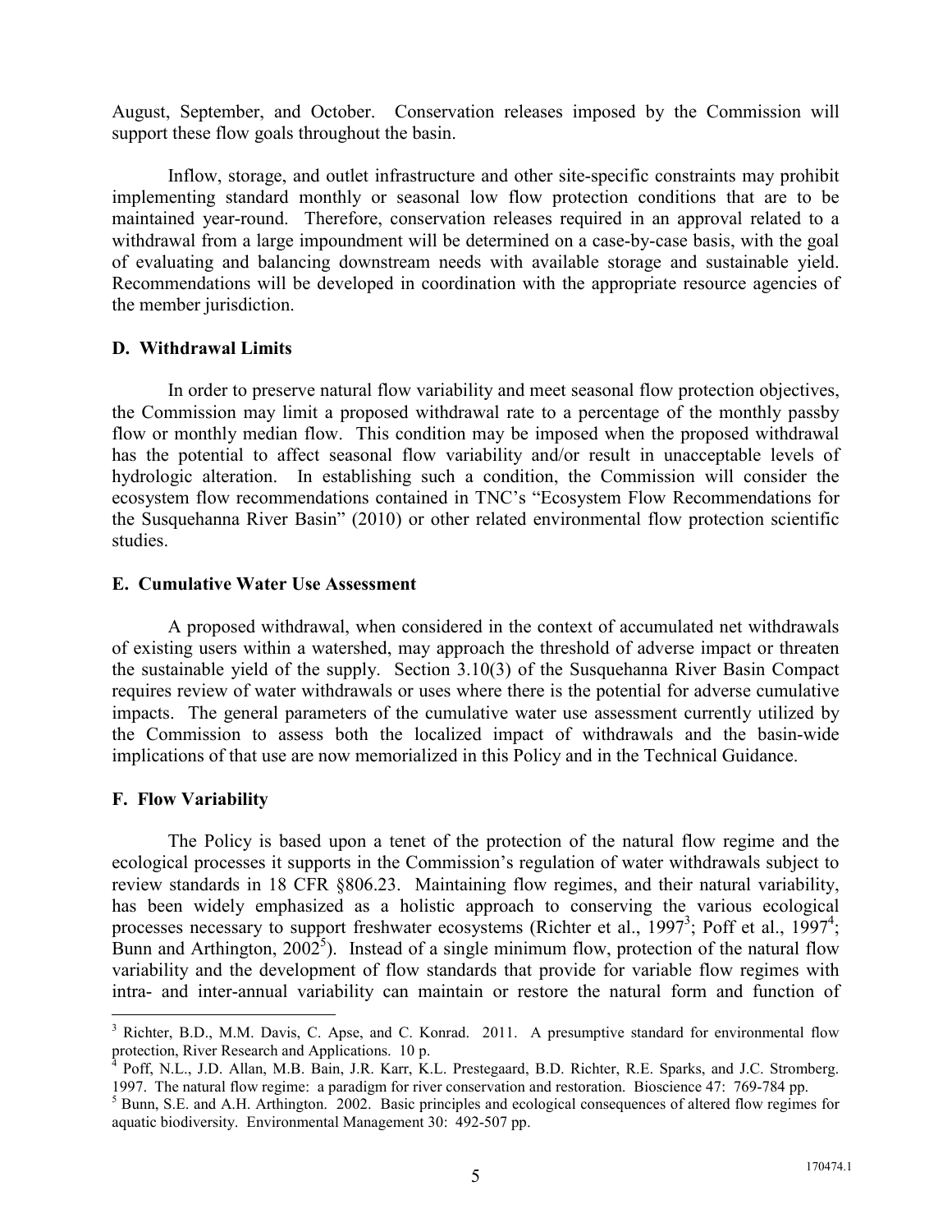August, September, and October. Conservation releases imposed by the Commission will support these flow goals throughout the basin.

Inflow, storage, and outlet infrastructure and other site-specific constraints may prohibit implementing standard monthly or seasonal low flow protection conditions that are to be maintained year-round. Therefore, conservation releases required in an approval related to a withdrawal from a large impoundment will be determined on a case-by-case basis, with the goal of evaluating and balancing downstream needs with available storage and sustainable yield. Recommendations will be developed in coordination with the appropriate resource agencies of the member jurisdiction.

### D. Withdrawal Limits

In order to preserve natural flow variability and meet seasonal flow protection objectives, the Commission may limit a proposed withdrawal rate to a percentage of the monthly passby flow or monthly median flow. This condition may be imposed when the proposed withdrawal has the potential to affect seasonal flow variability and/or result in unacceptable levels of hydrologic alteration. In establishing such a condition, the Commission will consider the ecosystem flow recommendations contained in TNC's "Ecosystem Flow Recommendations for the Susquehanna River Basin" (2010) or other related environmental flow protection scientific studies.

### E. Cumulative Water Use Assessment

A proposed withdrawal, when considered in the context of accumulated net withdrawals of existing users within a watershed, may approach the threshold of adverse impact or threaten the sustainable yield of the supply. Section 3.10(3) of the Susquehanna River Basin Compact requires review of water withdrawals or uses where there is the potential for adverse cumulative impacts. The general parameters of the cumulative water use assessment currently utilized by the Commission to assess both the localized impact of withdrawals and the basin-wide implications of that use are now memorialized in this Policy and in the Technical Guidance.

### F. Flow Variability

The Policy is based upon a tenet of the protection of the natural flow regime and the ecological processes it supports in the Commission's regulation of water withdrawals subject to review standards in 18 CFR §806.23. Maintaining flow regimes, and their natural variability, has been widely emphasized as a holistic approach to conserving the various ecological processes necessary to support freshwater ecosystems (Richter et al., 1997[3]; Poff et al., 1997[4]; Bunn and Arthington, 2002[5]). Instead of a single minimum flow, protection of the natural flow variability and the development of flow standards that provide for variable flow regimes with intra- and inter-annual variability can maintain or restore the natural form and function of

---

[3] Richter, B.D., M.M. Davis, C. Apse, and C. Konrad. 2011. A presumptive standard for environmental flow protection, River Research and Applications. 10 p.

[4] Poff, N.L., J.D. Allan, M.B. Bain, J.R. Karr, K.L. Prestegaard, B.D. Richter, R.E. Sparks, and J.C. Stromberg. 1997. The natural flow regime: a paradigm for river conservation and restoration. Bioscience 47: 769-784 pp.

[5] Bunn, S.E. and A.H. Arthington. 2002. Basic principles and ecological consequences of altered flow regimes for aquatic biodiversity. Environmental Management 30: 492-507 pp.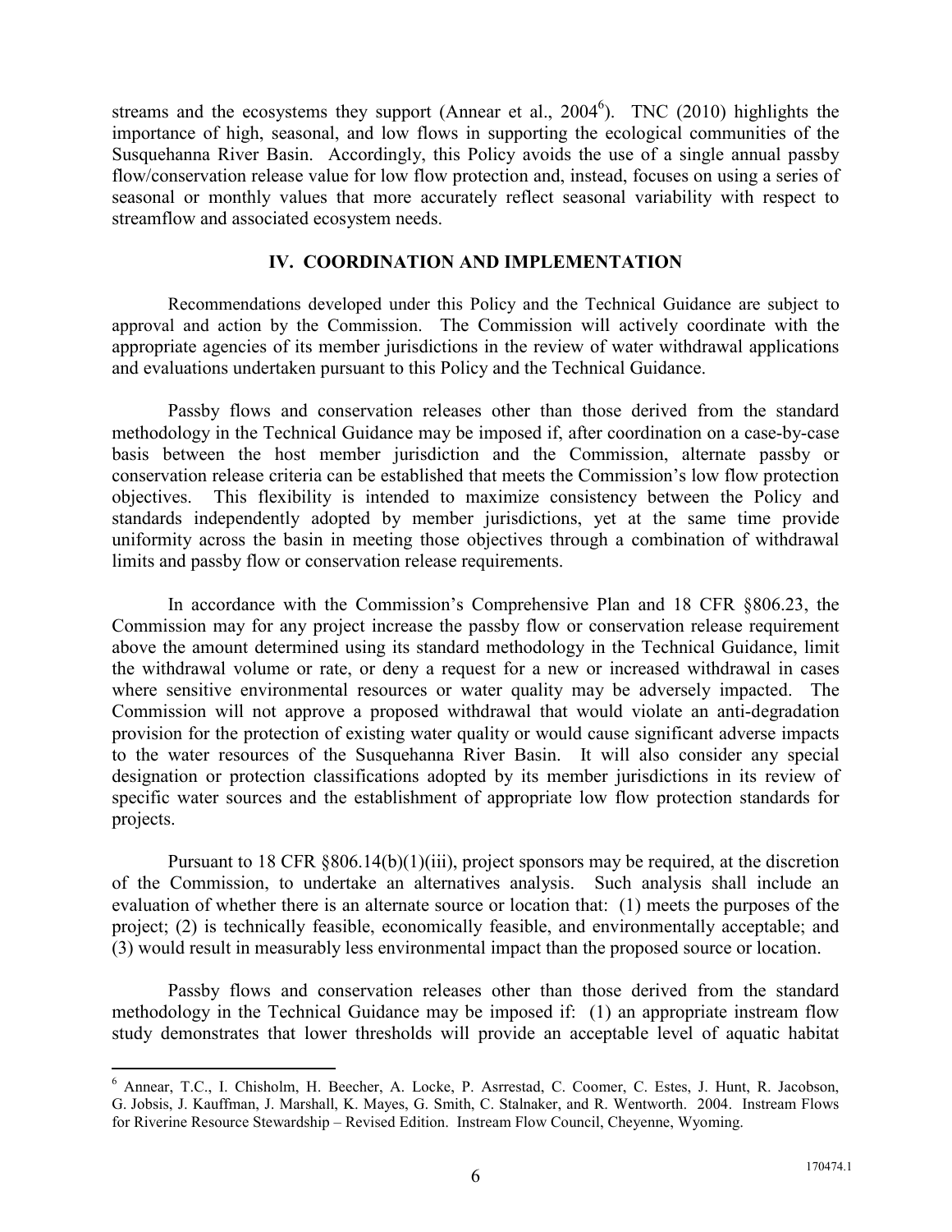streams and the ecosystems they support (Annear et al., 2004[6]). TNC (2010) highlights the importance of high, seasonal, and low flows in supporting the ecological communities of the Susquehanna River Basin. Accordingly, this Policy avoids the use of a single annual passby flow/conservation release value for low flow protection and, instead, focuses on using a series of seasonal or monthly values that more accurately reflect seasonal variability with respect to streamflow and associated ecosystem needs.

## IV. COORDINATION AND IMPLEMENTATION

Recommendations developed under this Policy and the Technical Guidance are subject to approval and action by the Commission. The Commission will actively coordinate with the appropriate agencies of its member jurisdictions in the review of water withdrawal applications and evaluations undertaken pursuant to this Policy and the Technical Guidance.

Passby flows and conservation releases other than those derived from the standard methodology in the Technical Guidance may be imposed if, after coordination on a case-by-case basis between the host member jurisdiction and the Commission, alternate passby or conservation release criteria can be established that meets the Commission's low flow protection objectives. This flexibility is intended to maximize consistency between the Policy and standards independently adopted by member jurisdictions, yet at the same time provide uniformity across the basin in meeting those objectives through a combination of withdrawal limits and passby flow or conservation release requirements.

In accordance with the Commission's Comprehensive Plan and 18 CFR §806.23, the Commission may for any project increase the passby flow or conservation release requirement above the amount determined using its standard methodology in the Technical Guidance, limit the withdrawal volume or rate, or deny a request for a new or increased withdrawal in cases where sensitive environmental resources or water quality may be adversely impacted. The Commission will not approve a proposed withdrawal that would violate an anti-degradation provision for the protection of existing water quality or would cause significant adverse impacts to the water resources of the Susquehanna River Basin. It will also consider any special designation or protection classifications adopted by its member jurisdictions in its review of specific water sources and the establishment of appropriate low flow protection standards for projects.

Pursuant to 18 CFR §806.14(b)(1)(iii), project sponsors may be required, at the discretion of the Commission, to undertake an alternatives analysis. Such analysis shall include an evaluation of whether there is an alternate source or location that: (1) meets the purposes of the project; (2) is technically feasible, economically feasible, and environmentally acceptable; and (3) would result in measurably less environmental impact than the proposed source or location.

Passby flows and conservation releases other than those derived from the standard methodology in the Technical Guidance may be imposed if: (1) an appropriate instream flow study demonstrates that lower thresholds will provide an acceptable level of aquatic habitat

---

[6] Annear, T.C., I. Chisholm, H. Beecher, A. Locke, P. Asrrestad, C. Coomer, C. Estes, J. Hunt, R. Jacobson, G. Jobsis, J. Kauffman, J. Marshall, K. Mayes, G. Smith, C. Stalnaker, and R. Wentworth. 2004. Instream Flows for Riverine Resource Stewardship – Revised Edition. Instream Flow Council, Cheyenne, Wyoming.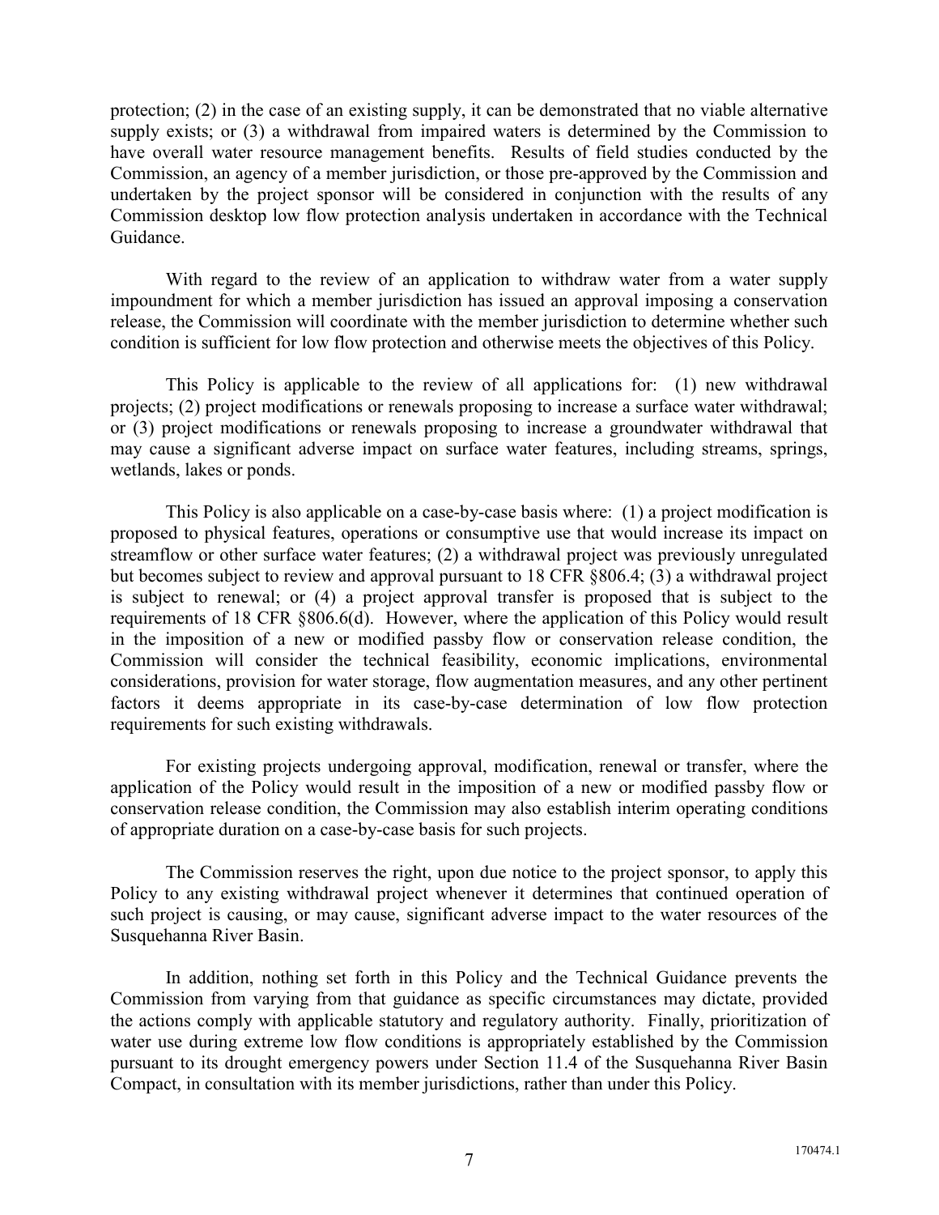protection; (2) in the case of an existing supply, it can be demonstrated that no viable alternative supply exists; or (3) a withdrawal from impaired waters is determined by the Commission to have overall water resource management benefits. Results of field studies conducted by the Commission, an agency of a member jurisdiction, or those pre-approved by the Commission and undertaken by the project sponsor will be considered in conjunction with the results of any Commission desktop low flow protection analysis undertaken in accordance with the Technical Guidance.

With regard to the review of an application to withdraw water from a water supply impoundment for which a member jurisdiction has issued an approval imposing a conservation release, the Commission will coordinate with the member jurisdiction to determine whether such condition is sufficient for low flow protection and otherwise meets the objectives of this Policy.

This Policy is applicable to the review of all applications for: (1) new withdrawal projects; (2) project modifications or renewals proposing to increase a surface water withdrawal; or (3) project modifications or renewals proposing to increase a groundwater withdrawal that may cause a significant adverse impact on surface water features, including streams, springs, wetlands, lakes or ponds.

This Policy is also applicable on a case-by-case basis where: (1) a project modification is proposed to physical features, operations or consumptive use that would increase its impact on streamflow or other surface water features; (2) a withdrawal project was previously unregulated but becomes subject to review and approval pursuant to 18 CFR §806.4; (3) a withdrawal project is subject to renewal; or (4) a project approval transfer is proposed that is subject to the requirements of 18 CFR §806.6(d). However, where the application of this Policy would result in the imposition of a new or modified passby flow or conservation release condition, the Commission will consider the technical feasibility, economic implications, environmental considerations, provision for water storage, flow augmentation measures, and any other pertinent factors it deems appropriate in its case-by-case determination of low flow protection requirements for such existing withdrawals.

For existing projects undergoing approval, modification, renewal or transfer, where the application of the Policy would result in the imposition of a new or modified passby flow or conservation release condition, the Commission may also establish interim operating conditions of appropriate duration on a case-by-case basis for such projects.

The Commission reserves the right, upon due notice to the project sponsor, to apply this Policy to any existing withdrawal project whenever it determines that continued operation of such project is causing, or may cause, significant adverse impact to the water resources of the Susquehanna River Basin.

In addition, nothing set forth in this Policy and the Technical Guidance prevents the Commission from varying from that guidance as specific circumstances may dictate, provided the actions comply with applicable statutory and regulatory authority. Finally, prioritization of water use during extreme low flow conditions is appropriately established by the Commission pursuant to its drought emergency powers under Section 11.4 of the Susquehanna River Basin Compact, in consultation with its member jurisdictions, rather than under this Policy.

170474.1